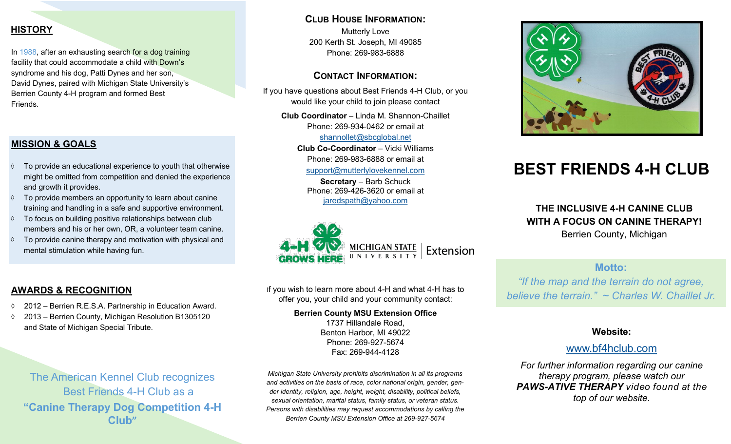## HISTORY

In 1988, after an exhausting search for a dog training facility that could accommodate a child with Down's syndrome and his dog, Patti Dynes and her son, David Dynes, paired with Michigan State University's Berrien County 4-H program and formed Best Friends.

## MISSION & GOALS

- To provide an educational experience to youth that otherwise might be omitted from competition and denied the experience and growth it provides.
- To provide members an opportunity to learn about canine training and handling in a safe and supportive environment.
- To focus on building positive relationships between club members and his or her own, OR, a volunteer team canine.
- To provide canine therapy and motivation with physical and mental stimulation while having fun.

## AWARDS & RECOGNITION

- 2012 – Berrien R.E.S.A. Partnership in Education Award.
- 2013 – Berrien County, Michigan Resolution B1305120 and State of Michigan Special Tribute.

The American Kennel Club recognizes Best Friends 4-H Club as a **"Canine Therapy Dog Competition 4-H Club"**

## CLUB HOUSE INFORMATION:

Mutterly Love
200 Kerth St. Joseph, MI 49085
Phone: 269-983-6888

## CONTACT INFORMATION:

If you have questions about Best Friends 4-H Club, or you would like your child to join please contact

**Club Coordinator** – Linda M. Shannon-Chaillet
Phone: 269-934-0462 or email at
shannollet@sbcglobal.net

**Club Co-Coordinator** – Vicki Williams
Phone: 269-983-6888 or email at
support@mutterlylovekennel.com

**Secretary** – Barb Schuck
Phone: 269-426-3620 or email at
jaredspath@yahoo.com

4-H GROWS HERE | MICHIGAN STATE UNIVERSITY | Extension

If you wish to learn more about 4-H and what 4-H has to offer you, your child and your community contact:

**Berrien County MSU Extension Office**
1737 Hillandale Road,
Benton Harbor, MI 49022
Phone: 269-927-5674
Fax: 269-944-4128

*Michigan State University prohibits discrimination in all its programs and activities on the basis of race, color national origin, gender, gender identity, religion, age, height, weight, disability, political beliefs, sexual orientation, marital status, family status, or veteran status. Persons with disabilities may request accommodations by calling the Berrien County MSU Extension Office at 269-927-5674*

# BEST FRIENDS 4-H CLUB

**THE INCLUSIVE 4-H CANINE CLUB WITH A FOCUS ON CANINE THERAPY!**
Berrien County, Michigan

**Motto:**
*"If the map and the terrain do not agree, believe the terrain." ~ Charles W. Chaillet Jr.*

**Website:**
www.bf4hclub.com

*For further information regarding our canine therapy program, please watch our **PAWS-ATIVE THERAPY** video found at the top of our website.*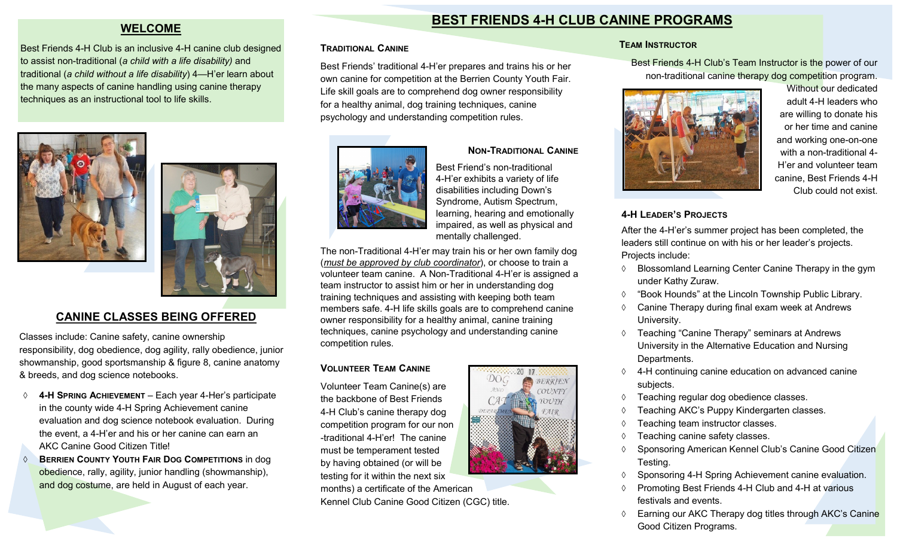## WELCOME

Best Friends 4-H Club is an inclusive 4-H canine club designed to assist non-traditional (*a child with a life disability)* and traditional (*a child without a life disability*) 4—H'er learn about the many aspects of canine handling using canine therapy techniques as an instructional tool to life skills.

## CANINE CLASSES BEING OFFERED

Classes include: Canine safety, canine ownership responsibility, dog obedience, dog agility, rally obedience, junior showmanship, good sportsmanship & figure 8, canine anatomy & breeds, and dog science notebooks.

- **4-H SPRING ACHIEVEMENT** – Each year 4-Her's participate in the county wide 4-H Spring Achievement canine evaluation and dog science notebook evaluation. During the event, a 4-H'er and his or her canine can earn an AKC Canine Good Citizen Title!
- **BERRIEN COUNTY YOUTH FAIR DOG COMPETITIONS** in dog obedience, rally, agility, junior handling (showmanship), and dog costume, are held in August of each year.

# BEST FRIENDS 4-H CLUB CANINE PROGRAMS

### TRADITIONAL CANINE

Best Friends' traditional 4-H'er prepares and trains his or her own canine for competition at the Berrien County Youth Fair. Life skill goals are to comprehend dog owner responsibility for a healthy animal, dog training techniques, canine psychology and understanding competition rules.

### NON-TRADITIONAL CANINE

Best Friend's non-traditional 4-H'er exhibits a variety of life disabilities including Down's Syndrome, Autism Spectrum, learning, hearing and emotionally impaired, as well as physical and mentally challenged.

The non-Traditional 4-H'er may train his or her own family dog (*must be approved by club coordinator*), or choose to train a volunteer team canine. A Non-Traditional 4-H'er is assigned a team instructor to assist him or her in understanding dog training techniques and assisting with keeping both team members safe. 4-H life skills goals are to comprehend canine owner responsibility for a healthy animal, canine training techniques, canine psychology and understanding canine competition rules.

### VOLUNTEER TEAM CANINE

Volunteer Team Canine(s) are the backbone of Best Friends 4-H Club's canine therapy dog competition program for our non-traditional 4-H'er! The canine must be temperament tested by having obtained (or will be testing for it within the next six months) a certificate of the American Kennel Club Canine Good Citizen (CGC) title.

### TEAM INSTRUCTOR

Best Friends 4-H Club's Team Instructor is the power of our non-traditional canine therapy dog competition program. Without our dedicated adult 4-H leaders who are willing to donate his or her time and canine and working one-on-one with a non-traditional 4-H'er and volunteer team canine, Best Friends 4-H Club could not exist.

### 4-H LEADER'S PROJECTS

After the 4-H'er's summer project has been completed, the leaders still continue on with his or her leader's projects. Projects include:

- Blossomland Learning Center Canine Therapy in the gym under Kathy Zuraw.
- "Book Hounds" at the Lincoln Township Public Library.
- Canine Therapy during final exam week at Andrews University.
- Teaching "Canine Therapy" seminars at Andrews University in the Alternative Education and Nursing Departments.
- 4-H continuing canine education on advanced canine subjects.
- Teaching regular dog obedience classes.
- Teaching AKC's Puppy Kindergarten classes.
- Teaching team instructor classes.
- Teaching canine safety classes.
- Sponsoring American Kennel Club's Canine Good Citizen Testing.
- Sponsoring 4-H Spring Achievement canine evaluation.
- Promoting Best Friends 4-H Club and 4-H at various festivals and events.
- Earning our AKC Therapy dog titles through AKC's Canine Good Citizen Programs.